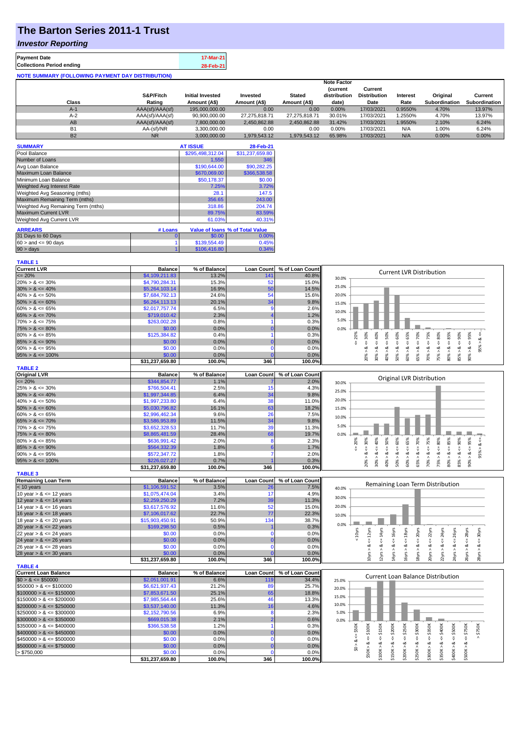# The Barton Series 2011-1 Trust

## *Investor Reporting*

| | |
|---|---|
| **Payment Date** | 17-Mar-21 |
| **Collections Period ending** | 28-Feb-21 |

**NOTE SUMMARY (FOLLOWING PAYMENT DAY DISTRIBUTION)**

| Class | S&P/Fitch Rating | Initial Invested Amount (A$) | Invested Amount (A$) | Stated Amount (A$) | Note Factor (current distribution date) | Current Distribution Date | Interest Rate | Original Subordination | Current Subordination |
|---|---|---|---|---|---|---|---|---|---|
| A-1 | AAA(sf)/AAA(sf) | 195,000,000.00 | 0.00 | 0.00 | 0.00% | 17/03/2021 | 0.9550% | 4.70% | 13.97% |
| A-2 | AAA(sf)/AAA(sf) | 90,900,000.00 | 27,275,818.71 | 27,275,818.71 | 30.01% | 17/03/2021 | 1.2550% | 4.70% | 13.97% |
| AB | AAA(sf)/AAA(sf) | 7,800,000.00 | 2,450,862.88 | 2,450,862.88 | 31.42% | 17/03/2021 | 1.9550% | 2.10% | 6.24% |
| B1 | AA-(sf)/NR | 3,300,000.00 | 0.00 | 0.00 | 0.00% | 17/03/2021 | N/A | 1.00% | 6.24% |
| B2 | NR | 3,000,000.00 | 1,979,543.12 | 1,979,543.12 | 65.98% | 17/03/2021 | N/A | 0.00% | 0.00% |

| SUMMARY | AT ISSUE | 28-Feb-21 |
|---|---|---|
| Pool Balance | $295,498,312.04 | $31,237,659.80 |
| Number of Loans | 1,550 | 346 |
| Avg Loan Balance | $190,644.00 | $90,282.25 |
| Maximum Loan Balance | $670,069.00 | $366,538.58 |
| Minimum Loan Balance | $50,178.37 | $0.00 |
| Weighted Avg Interest Rate | 7.25% | 3.72% |
| Weighted Avg Seasoning (mths) | 28.1 | 147.5 |
| Maximum Remaining Term (mths) | 356.65 | 243.00 |
| Weighted Avg Remaining Term (mths) | 318.86 | 204.74 |
| Maximum Current LVR | 89.75% | 83.59% |
| Weighted Avg Current LVR | 61.03% | 40.31% |

| ARREARS | # Loans | Value of loans | % of Total Value |
|---|---|---|---|
| 31 Days to 60 Days | 0 | $0.00 | 0.00% |
| $60 >$ and $<= 90$ days | 1 | $139,554.49 | 0.45% |
| $90 >$ days | 1 | $106,416.80 | 0.34% |

**TABLE 1**

| Current LVR | Balance | % of Balance | Loan Count | % of Loan Count |
|---|---|---|---|---|
| <= 20% | $4,109,211.83 | 13.2% | 141 | 40.8% |
| 20% > & <= 30% | $4,790,284.31 | 15.3% | 52 | 15.0% |
| 30% > & <= 40% | $5,264,103.14 | 16.9% | 50 | 14.5% |
| 40% > & <= 50% | $7,684,792.13 | 24.6% | 54 | 15.6% |
| 50% > & <= 60% | $6,264,113.13 | 20.1% | 34 | 9.8% |
| 60% > & <= 65% | $2,017,757.74 | 6.5% | 9 | 2.6% |
| 65% > & <= 70% | $719,010.42 | 2.3% | 4 | 1.2% |
| 70% > & <= 75% | $263,002.28 | 0.8% | 1 | 0.3% |
| 75% > & <= 80% | $0.00 | 0.0% | 0 | 0.0% |
| 80% > & <= 85% | $125,384.82 | 0.4% | 1 | 0.3% |
| 85% > & <= 90% | $0.00 | 0.0% | 0 | 0.0% |
| 90% > & <= 95% | $0.00 | 0.0% | 0 | 0.0% |
| 95% > & <= 100% | $0.00 | 0.0% | 0 | 0.0% |
| | $31,237,659.80 | 100.0% | 346 | 100.0% |

**TABLE 2**

| Original LVR | Balance | % of Balance | Loan Count | % of Loan Count |
|---|---|---|---|---|
| <= 20% | $344,854.77 | 1.1% | 7 | 2.0% |
| 25% > & <= 30% | $766,504.41 | 2.5% | 15 | 4.3% |
| 30% > & <= 40% | $1,997,344.85 | 6.4% | 34 | 9.8% |
| 40% > & <= 50% | $1,997,233.80 | 6.4% | 38 | 11.0% |
| 50% > & <= 60% | $5,030,796.82 | 16.1% | 63 | 18.2% |
| 60% > & <= 65% | $2,996,462.34 | 9.6% | 26 | 7.5% |
| 65% > & <= 70% | $3,586,953.89 | 11.5% | 34 | 9.8% |
| 70% > & <= 75% | $3,652,328.53 | 11.7% | 39 | 11.3% |
| 75% > & <= 80% | $8,865,481.59 | 28.4% | 68 | 19.7% |
| 80% > & <= 85% | $636,991.42 | 2.0% | 8 | 2.3% |
| 85% > & <= 90% | $564,332.39 | 1.8% | 6 | 1.7% |
| 90% > & <= 95% | $572,347.72 | 1.8% | 7 | 2.0% |
| 95% > & <= 100% | $226,027.27 | 0.7% | 1 | 0.3% |
| | $31,237,659.80 | 100.0% | 346 | 100.0% |

**TABLE 3**

| Remaining Loan Term | Balance | % of Balance | Loan Count | % of Loan Count |
|---|---|---|---|---|
| < 10 years | $1,106,591.52 | 3.5% | 26 | 7.5% |
| 10 year > & <= 12 years | $1,075,474.04 | 3.4% | 17 | 4.9% |
| 12 year > & <= 14 years | $2,259,250.29 | 7.2% | 39 | 11.3% |
| 14 year > & <= 16 years | $3,617,576.92 | 11.6% | 52 | 15.0% |
| 16 year > & <= 18 years | $7,106,017.62 | 22.7% | 77 | 22.3% |
| 18 year > & <= 20 years | $15,903,450.91 | 50.9% | 134 | 38.7% |
| 20 year > & <= 22 years | $169,298.50 | 0.5% | 1 | 0.3% |
| 22 year > & <= 24 years | $0.00 | 0.0% | 0 | 0.0% |
| 24 year > & <= 26 years | $0.00 | 0.0% | 0 | 0.0% |
| 26 year > & <= 28 years | $0.00 | 0.0% | 0 | 0.0% |
| 28 year > & <= 30 years | $0.00 | 0.0% | 0 | 0.0% |
| | $31,237,659.80 | 100.0% | 346 | 100.0% |

**TABLE 4**

| Current Loan Balance | Balance | % of Balance | Loan Count | % of Loan Count |
|---|---|---|---|---|
| $0 > & <= $50000 | $2,051,001.91 | 6.6% | 119 | 34.4% |
| $50000 > & <= $100000 | $6,621,937.43 | 21.2% | 89 | 25.7% |
| $100000 > & <= $150000 | $7,853,671.50 | 25.1% | 65 | 18.8% |
| $150000 > & <= $200000 | $7,985,564.44 | 25.6% | 46 | 13.3% |
| $200000 > & <= $250000 | $3,537,140.00 | 11.3% | 16 | 4.6% |
| $250000 > & <= $300000 | $2,152,790.56 | 6.9% | 8 | 2.3% |
| $300000 > & <= $350000 | $669,015.38 | 2.1% | 2 | 0.6% |
| $350000 > & <= $400000 | $366,538.58 | 1.2% | 1 | 0.3% |
| $400000 > & <= $450000 | $0.00 | 0.0% | 0 | 0.0% |
| $450000 > & <= $500000 | $0.00 | 0.0% | 0 | 0.0% |
| $500000 > & <= $750000 | $0.00 | 0.0% | 0 | 0.0% |
| > $750,000 | $0.00 | 0.0% | 0 | 0.0% |
| | $31,237,659.80 | 100.0% | 346 | 100.0% |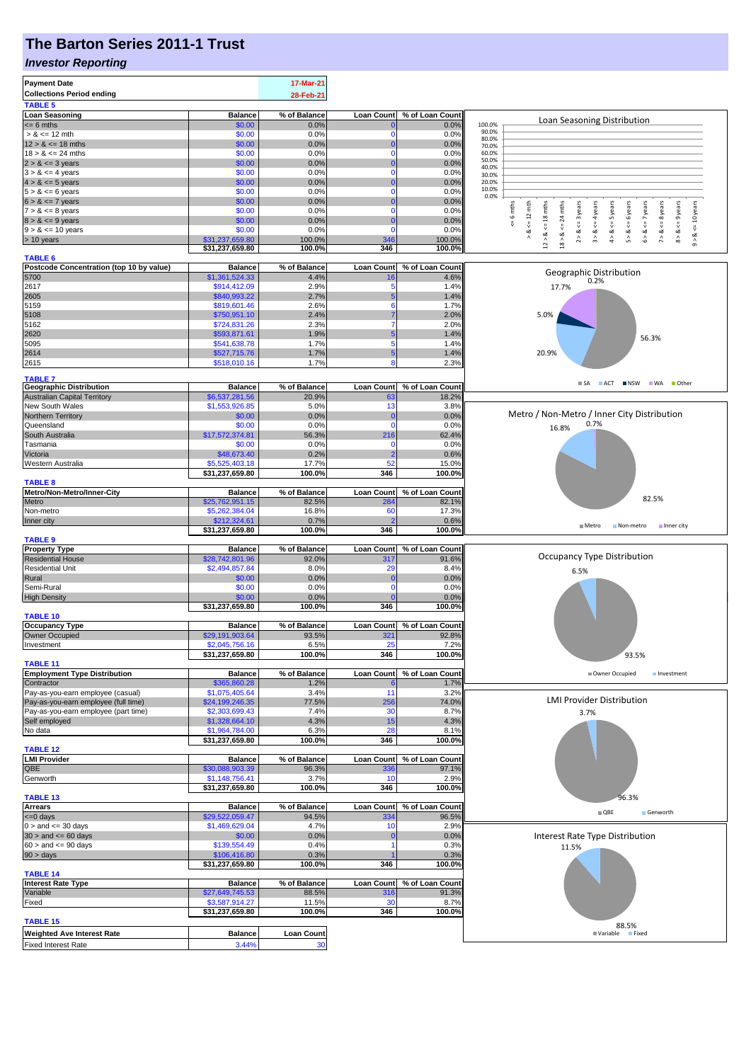# The Barton Series 2011-1 Trust

## *Investor Reporting*

| | |
|---|---|
| **Payment Date** | 17-Mar-21 |
| **Collections Period ending** | 28-Feb-21 |

**TABLE 5**

| Loan Seasoning | Balance | % of Balance | Loan Count | % of Loan Count |
|---|---|---|---|---|
| <= 6 mths | $0.00 | 0.0% | 0 | 0.0% |
| > & <= 12 mth | $0.00 | 0.0% | 0 | 0.0% |
| 12 > & <= 18 mths | $0.00 | 0.0% | 0 | 0.0% |
| 18 > & <= 24 mths | $0.00 | 0.0% | 0 | 0.0% |
| 2 > & <= 3 years | $0.00 | 0.0% | 0 | 0.0% |
| 3 > & <= 4 years | $0.00 | 0.0% | 0 | 0.0% |
| 4 > & <= 5 years | $0.00 | 0.0% | 0 | 0.0% |
| 5 > & <= 6 years | $0.00 | 0.0% | 0 | 0.0% |
| 6 > & <= 7 years | $0.00 | 0.0% | 0 | 0.0% |
| 7 > & <= 8 years | $0.00 | 0.0% | 0 | 0.0% |
| 8 > & <= 9 years | $0.00 | 0.0% | 0 | 0.0% |
| 9 > & <= 10 years | $0.00 | 0.0% | 0 | 0.0% |
| > 10 years | $31,237,659.80 | 100.0% | 346 | 100.0% |
| | $31,237,659.80 | 100.0% | 346 | 100.0% |

**TABLE 6**

| Postcode Concentration (top 10 by value) | Balance | % of Balance | Loan Count | % of Loan Count |
|---|---|---|---|---|
| 5700 | $1,361,524.33 | 4.4% | 16 | 4.6% |
| 2617 | $914,412.09 | 2.9% | 5 | 1.4% |
| 2605 | $840,993.22 | 2.7% | 5 | 1.4% |
| 5159 | $819,601.46 | 2.6% | 6 | 1.7% |
| 5108 | $750,951.10 | 2.4% | 7 | 2.0% |
| 5162 | $724,831.26 | 2.3% | 7 | 2.0% |
| 2620 | $593,871.61 | 1.9% | 5 | 1.4% |
| 5095 | $541,638.78 | 1.7% | 5 | 1.4% |
| 2614 | $527,715.76 | 1.7% | 5 | 1.4% |
| 2615 | $518,010.16 | 1.7% | 8 | 2.3% |

**TABLE 7**

| Geographic Distribution | Balance | % of Balance | Loan Count | % of Loan Count |
|---|---|---|---|---|
| Australian Capital Territory | $6,537,281.56 | 20.9% | 63 | 18.2% |
| New South Wales | $1,553,926.85 | 5.0% | 13 | 3.8% |
| Northern Territory | $0.00 | 0.0% | 0 | 0.0% |
| Queensland | $0.00 | 0.0% | 0 | 0.0% |
| South Australia | $17,572,374.81 | 56.3% | 216 | 62.4% |
| Tasmania | $0.00 | 0.0% | 0 | 0.0% |
| Victoria | $48,673.40 | 0.2% | 2 | 0.6% |
| Western Australia | $5,525,403.18 | 17.7% | 52 | 15.0% |
| | $31,237,659.80 | 100.0% | 346 | 100.0% |

**TABLE 8**

| Metro/Non-Metro/Inner-City | Balance | % of Balance | Loan Count | % of Loan Count |
|---|---|---|---|---|
| Metro | $25,762,951.15 | 82.5% | 284 | 82.1% |
| Non-metro | $5,262,384.04 | 16.8% | 60 | 17.3% |
| Inner city | $212,324.61 | 0.7% | 2 | 0.6% |
| | $31,237,659.80 | 100.0% | 346 | 100.0% |

**TABLE 9**

| Property Type | Balance | % of Balance | Loan Count | % of Loan Count |
|---|---|---|---|---|
| Residential House | $28,742,801.96 | 92.0% | 317 | 91.6% |
| Residential Unit | $2,494,857.84 | 8.0% | 29 | 8.4% |
| Rural | $0.00 | 0.0% | 0 | 0.0% |
| Semi-Rural | $0.00 | 0.0% | 0 | 0.0% |
| High Density | $0.00 | 0.0% | 0 | 0.0% |
| | $31,237,659.80 | 100.0% | 346 | 100.0% |

**TABLE 10**

| Occupancy Type | Balance | % of Balance | Loan Count | % of Loan Count |
|---|---|---|---|---|
| Owner Occupied | $29,191,903.64 | 93.5% | 321 | 92.8% |
| Investment | $2,045,756.16 | 6.5% | 25 | 7.2% |
| | $31,237,659.80 | 100.0% | 346 | 100.0% |

**TABLE 11**

| Employment Type Distribution | Balance | % of Balance | Loan Count | % of Loan Count |
|---|---|---|---|---|
| Contractor | $365,860.28 | 1.2% | 6 | 1.7% |
| Pay-as-you-earn employee (casual) | $1,075,405.64 | 3.4% | 11 | 3.2% |
| Pay-as-you-earn employee (full time) | $24,199,246.35 | 77.5% | 256 | 74.0% |
| Pay-as-you-earn employee (part time) | $2,303,699.43 | 7.4% | 30 | 8.7% |
| Self employed | $1,328,664.10 | 4.3% | 15 | 4.3% |
| No data | $1,964,784.00 | 6.3% | 28 | 8.1% |
| | $31,237,659.80 | 100.0% | 346 | 100.0% |

**TABLE 12**

| LMI Provider | Balance | % of Balance | Loan Count | % of Loan Count |
|---|---|---|---|---|
| QBE | $30,088,903.39 | 96.3% | 336 | 97.1% |
| Genworth | $1,148,756.41 | 3.7% | 10 | 2.9% |
| | $31,237,659.80 | 100.0% | 346 | 100.0% |

**TABLE 13**

| Arrears | Balance | % of Balance | Loan Count | % of Loan Count |
|---|---|---|---|---|
| <=0 days | $29,522,059.47 | 94.5% | 334 | 96.5% |
| 0 > and <= 30 days | $1,469,629.04 | 4.7% | 10 | 2.9% |
| 30 > and <= 60 days | $0.00 | 0.0% | 0 | 0.0% |
| 60 > and <= 90 days | $139,554.49 | 0.4% | 1 | 0.3% |
| 90 > days | $106,416.80 | 0.3% | 1 | 0.3% |
| | $31,237,659.80 | 100.0% | 346 | 100.0% |

**TABLE 14**

| Interest Rate Type | Balance | % of Balance | Loan Count | % of Loan Count |
|---|---|---|---|---|
| Variable | $27,649,745.53 | 88.5% | 316 | 91.3% |
| Fixed | $3,587,914.27 | 11.5% | 30 | 8.7% |
| | $31,237,659.80 | 100.0% | 346 | 100.0% |

**TABLE 15**

| Weighted Ave Interest Rate | Balance | Loan Count |
|---|---|---|
| Fixed Interest Rate | 3.44% | 30 |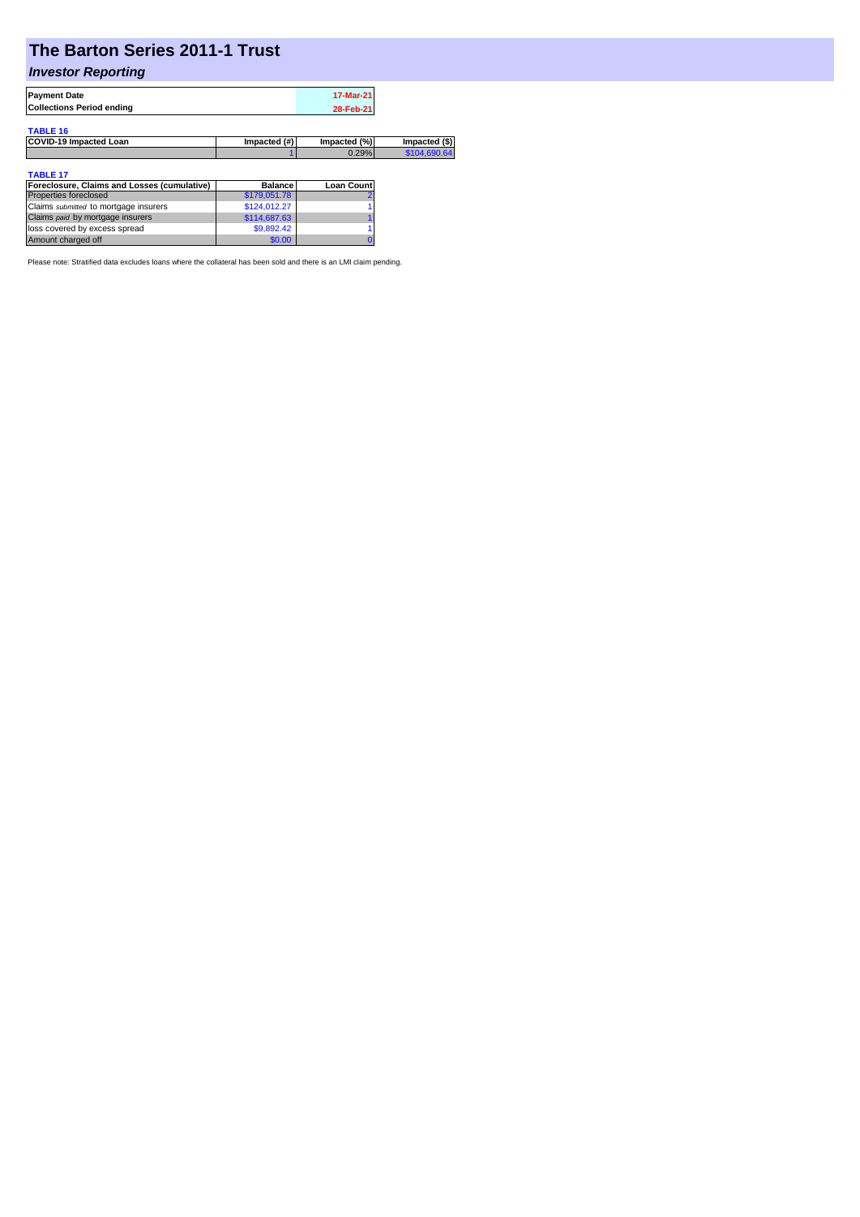# The Barton Series 2011-1 Trust

## *Investor Reporting*

| | |
|---|---|
| **Payment Date** | 17-Mar-21 |
| **Collections Period ending** | 28-Feb-21 |

**TABLE 16**

| COVID-19 Impacted Loan | Impacted (#) | Impacted (%) | Impacted ($) |
|---|---|---|---|
| | 1 | 0.29% | $104,690.64 |

**TABLE 17**

| Foreclosure, Claims and Losses (cumulative) | Balance | Loan Count |
|---|---|---|
| Properties foreclosed | $179,051.78 | 2 |
| Claims *submitted* to mortgage insurers | $124,012.27 | 1 |
| Claims *paid* by mortgage insurers | $114,687.63 | 1 |
| loss covered by excess spread | $9,892.42 | 1 |
| Amount charged off | $0.00 | 0 |

Please note: Stratified data excludes loans where the collateral has been sold and there is an LMI claim pending.